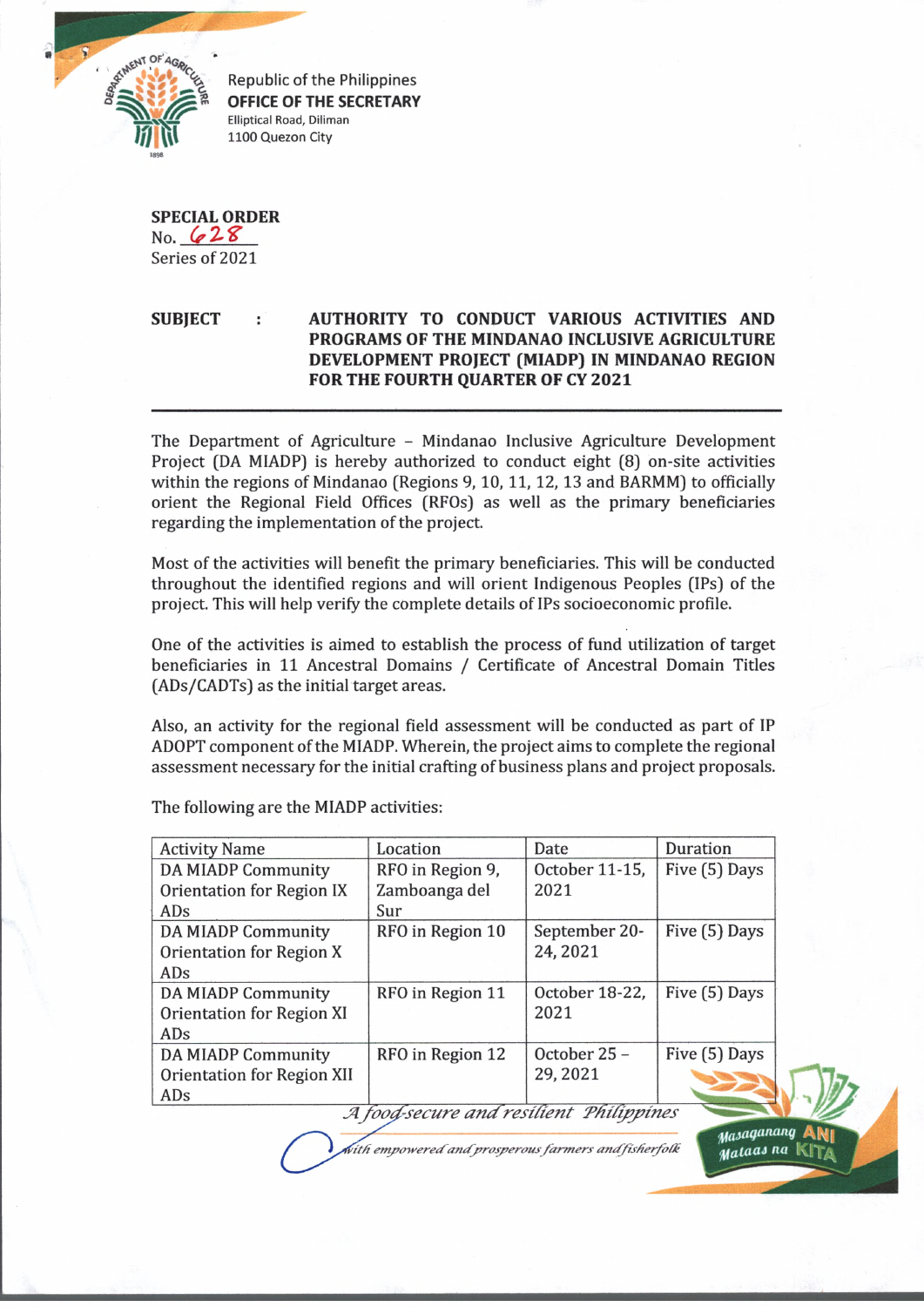Republic of the Philippines
**OFFICE OF THE SECRETARY**
Elliptical Road, Diliman
1100 Quezon City

**SPECIAL ORDER**
No. 628
Series of 2021

**SUBJECT : AUTHORITY TO CONDUCT VARIOUS ACTIVITIES AND PROGRAMS OF THE MINDANAO INCLUSIVE AGRICULTURE DEVELOPMENT PROJECT (MIADP) IN MINDANAO REGION FOR THE FOURTH QUARTER OF CY 2021**

The Department of Agriculture – Mindanao Inclusive Agriculture Development Project (DA MIADP) is hereby authorized to conduct eight (8) on-site activities within the regions of Mindanao (Regions 9, 10, 11, 12, 13 and BARMM) to officially orient the Regional Field Offices (RFOs) as well as the primary beneficiaries regarding the implementation of the project.

Most of the activities will benefit the primary beneficiaries. This will be conducted throughout the identified regions and will orient Indigenous Peoples (IPs) of the project. This will help verify the complete details of IPs socioeconomic profile.

One of the activities is aimed to establish the process of fund utilization of target beneficiaries in 11 Ancestral Domains / Certificate of Ancestral Domain Titles (ADs/CADTs) as the initial target areas.

Also, an activity for the regional field assessment will be conducted as part of IP ADOPT component of the MIADP. Wherein, the project aims to complete the regional assessment necessary for the initial crafting of business plans and project proposals.

The following are the MIADP activities:

| Activity Name | Location | Date | Duration |
|---|---|---|---|
| DA MIADP Community Orientation for Region IX ADs | RFO in Region 9, Zamboanga del Sur | October 11-15, 2021 | Five (5) Days |
| DA MIADP Community Orientation for Region X ADs | RFO in Region 10 | September 20-24, 2021 | Five (5) Days |
| DA MIADP Community Orientation for Region XI ADs | RFO in Region 11 | October 18-22, 2021 | Five (5) Days |
| DA MIADP Community Orientation for Region XII ADs | RFO in Region 12 | October 25 – 29, 2021 | Five (5) Days |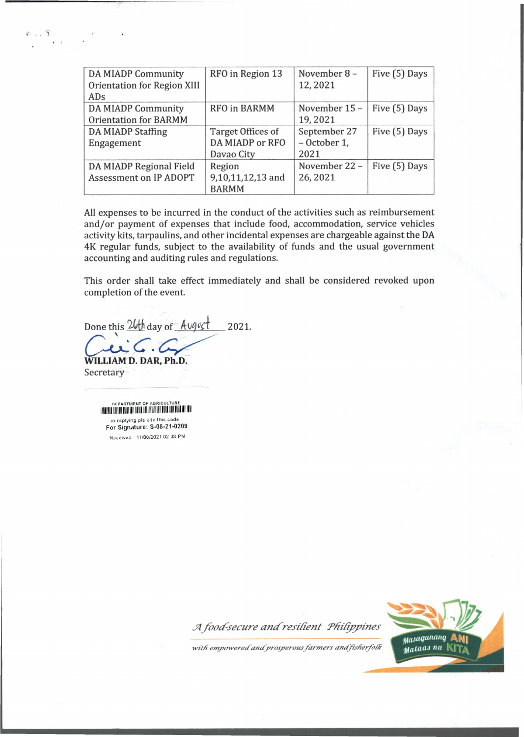| | | | |
|---|---|---|---|
| DA MIADP Community Orientation for Region XIII ADs | RFO in Region 13 | November 8 – 12, 2021 | Five (5) Days |
| DA MIADP Community Orientation for BARMM | RFO in BARMM | November 15 – 19, 2021 | Five (5) Days |
| DA MIADP Staffing Engagement | Target Offices of DA MIADP or RFO Davao City | September 27 – October 1, 2021 | Five (5) Days |
| DA MIADP Regional Field Assessment on IP ADOPT | Region 9,10,11,12,13 and BARMM | November 22 – 26, 2021 | Five (5) Days |

All expenses to be incurred in the conduct of the activities such as reimbursement and/or payment of expenses that include food, accommodation, service vehicles activity kits, tarpaulins, and other incidental expenses are chargeable against the DA 4K regular funds, subject to the availability of funds and the usual government accounting and auditing rules and regulations.

This order shall take effect immediately and shall be considered revoked upon completion of the event.

Done this 26th day of August 2021.

**WILLIAM D. DAR, Ph.D.**
Secretary

DEPARTMENT OF AGRICULTURE
in replying pls cite this code
For Signature: S-08-21-0209
Received : 11/08/2021 02:38 PM

*A food-secure and resilient Philippines*
*with empowered and prosperous farmers and fisherfolk*

Masaganang ANI Mataas na KITA